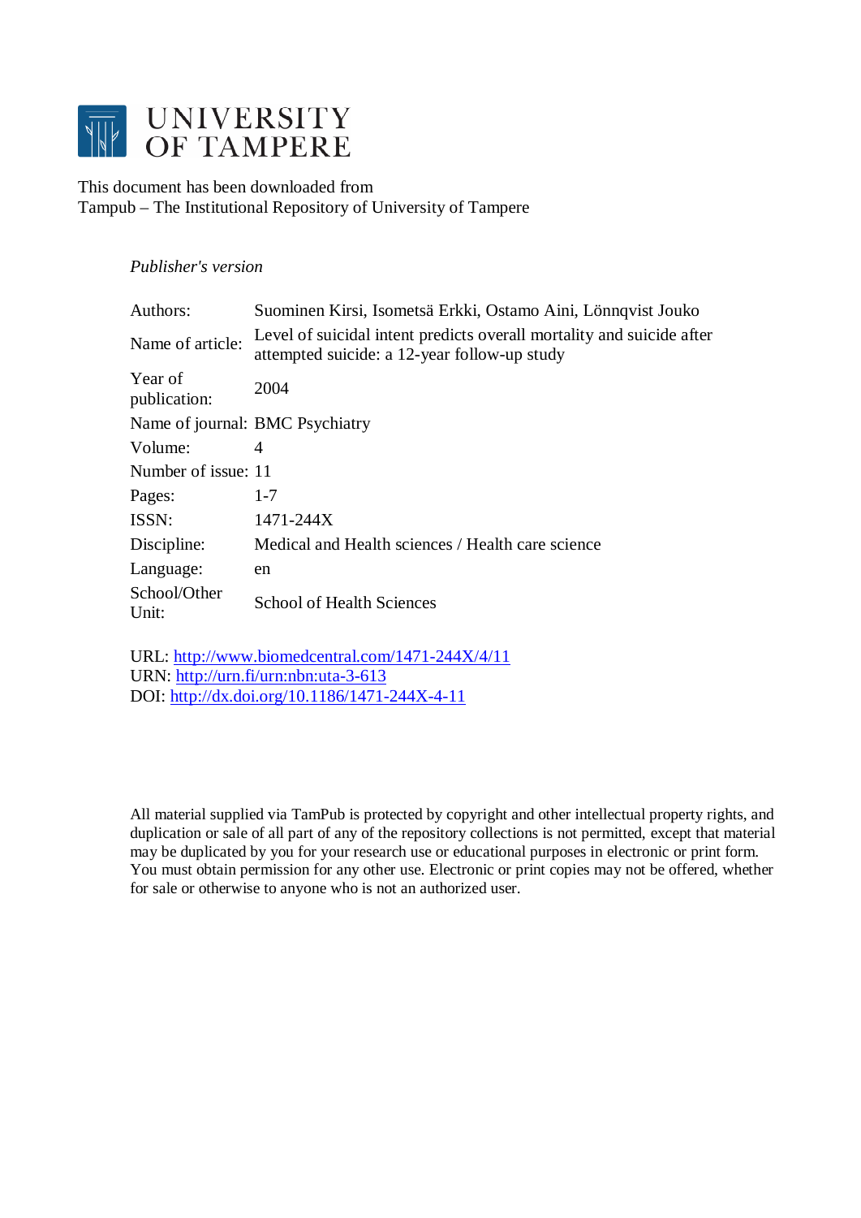# UNIVERSITY OF TAMPERE

This document has been downloaded from
Tampub – The Institutional Repository of University of Tampere

*Publisher's version*

| | |
|---|---|
| Authors: | Suominen Kirsi, Isometsä Erkki, Ostamo Aini, Lönnqvist Jouko |
| Name of article: | Level of suicidal intent predicts overall mortality and suicide after attempted suicide: a 12-year follow-up study |
| Year of publication: | 2004 |
| Name of journal: | BMC Psychiatry |
| Volume: | 4 |
| Number of issue: | 11 |
| Pages: | 1-7 |
| ISSN: | 1471-244X |
| Discipline: | Medical and Health sciences / Health care science |
| Language: | en |
| School/Other Unit: | School of Health Sciences |

URL: http://www.biomedcentral.com/1471-244X/4/11
URN: http://urn.fi/urn:nbn:uta-3-613
DOI: http://dx.doi.org/10.1186/1471-244X-4-11

All material supplied via TamPub is protected by copyright and other intellectual property rights, and duplication or sale of all part of any of the repository collections is not permitted, except that material may be duplicated by you for your research use or educational purposes in electronic or print form. You must obtain permission for any other use. Electronic or print copies may not be offered, whether for sale or otherwise to anyone who is not an authorized user.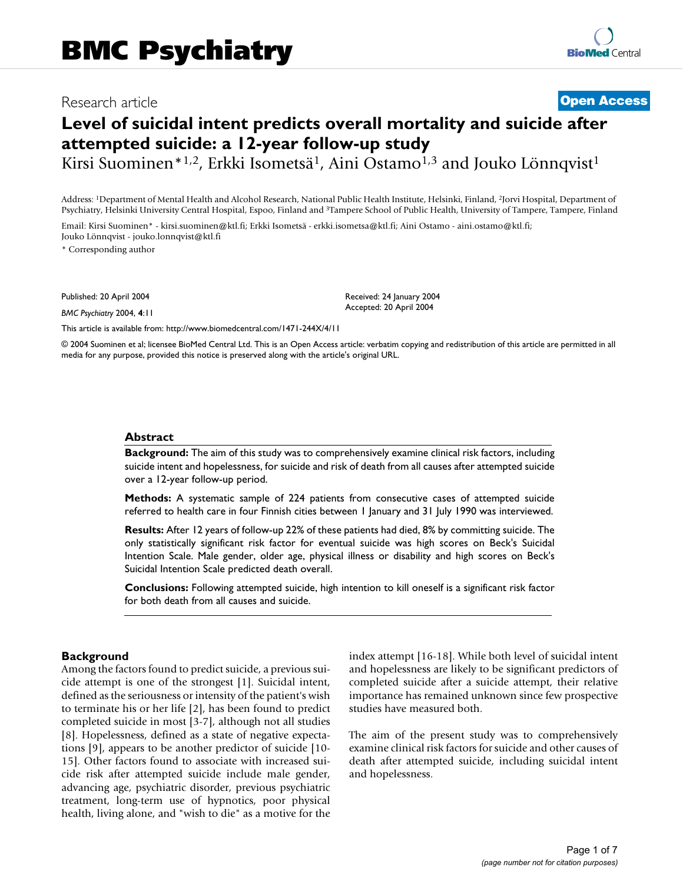# Level of suicidal intent predicts overall mortality and suicide after attempted suicide: a 12-year follow-up study

Kirsi Suominen*[1,2], Erkki Isometsä[1], Aini Ostamo[1,3] and Jouko Lönnqvist[1]

Address: [1]Department of Mental Health and Alcohol Research, National Public Health Institute, Helsinki, Finland, [2]Jorvi Hospital, Department of Psychiatry, Helsinki University Central Hospital, Espoo, Finland and [3]Tampere School of Public Health, University of Tampere, Tampere, Finland

Email: Kirsi Suominen* - kirsi.suominen@ktl.fi; Erkki Isometsä - erkki.isometsa@ktl.fi; Aini Ostamo - aini.ostamo@ktl.fi; Jouko Lönnqvist - jouko.lonnqvist@ktl.fi

\* Corresponding author

Published: 20 April 2004

*BMC Psychiatry* 2004, **4**:11

Received: 24 January 2004
Accepted: 20 April 2004

This article is available from: http://www.biomedcentral.com/1471-244X/4/11

© 2004 Suominen et al; licensee BioMed Central Ltd. This is an Open Access article: verbatim copying and redistribution of this article are permitted in all media for any purpose, provided this notice is preserved along with the article's original URL.

## Abstract

**Background:** The aim of this study was to comprehensively examine clinical risk factors, including suicide intent and hopelessness, for suicide and risk of death from all causes after attempted suicide over a 12-year follow-up period.

**Methods:** A systematic sample of 224 patients from consecutive cases of attempted suicide referred to health care in four Finnish cities between 1 January and 31 July 1990 was interviewed.

**Results:** After 12 years of follow-up 22% of these patients had died, 8% by committing suicide. The only statistically significant risk factor for eventual suicide was high scores on Beck's Suicidal Intention Scale. Male gender, older age, physical illness or disability and high scores on Beck's Suicidal Intention Scale predicted death overall.

**Conclusions:** Following attempted suicide, high intention to kill oneself is a significant risk factor for both death from all causes and suicide.

## Background

Among the factors found to predict suicide, a previous suicide attempt is one of the strongest [1]. Suicidal intent, defined as the seriousness or intensity of the patient's wish to terminate his or her life [2], has been found to predict completed suicide in most [3-7], although not all studies [8]. Hopelessness, defined as a state of negative expectations [9], appears to be another predictor of suicide [10-15]. Other factors found to associate with increased suicide risk after attempted suicide include male gender, advancing age, psychiatric disorder, previous psychiatric treatment, long-term use of hypnotics, poor physical health, living alone, and "wish to die" as a motive for the index attempt [16-18]. While both level of suicidal intent and hopelessness are likely to be significant predictors of completed suicide after a suicide attempt, their relative importance has remained unknown since few prospective studies have measured both.

The aim of the present study was to comprehensively examine clinical risk factors for suicide and other causes of death after attempted suicide, including suicidal intent and hopelessness.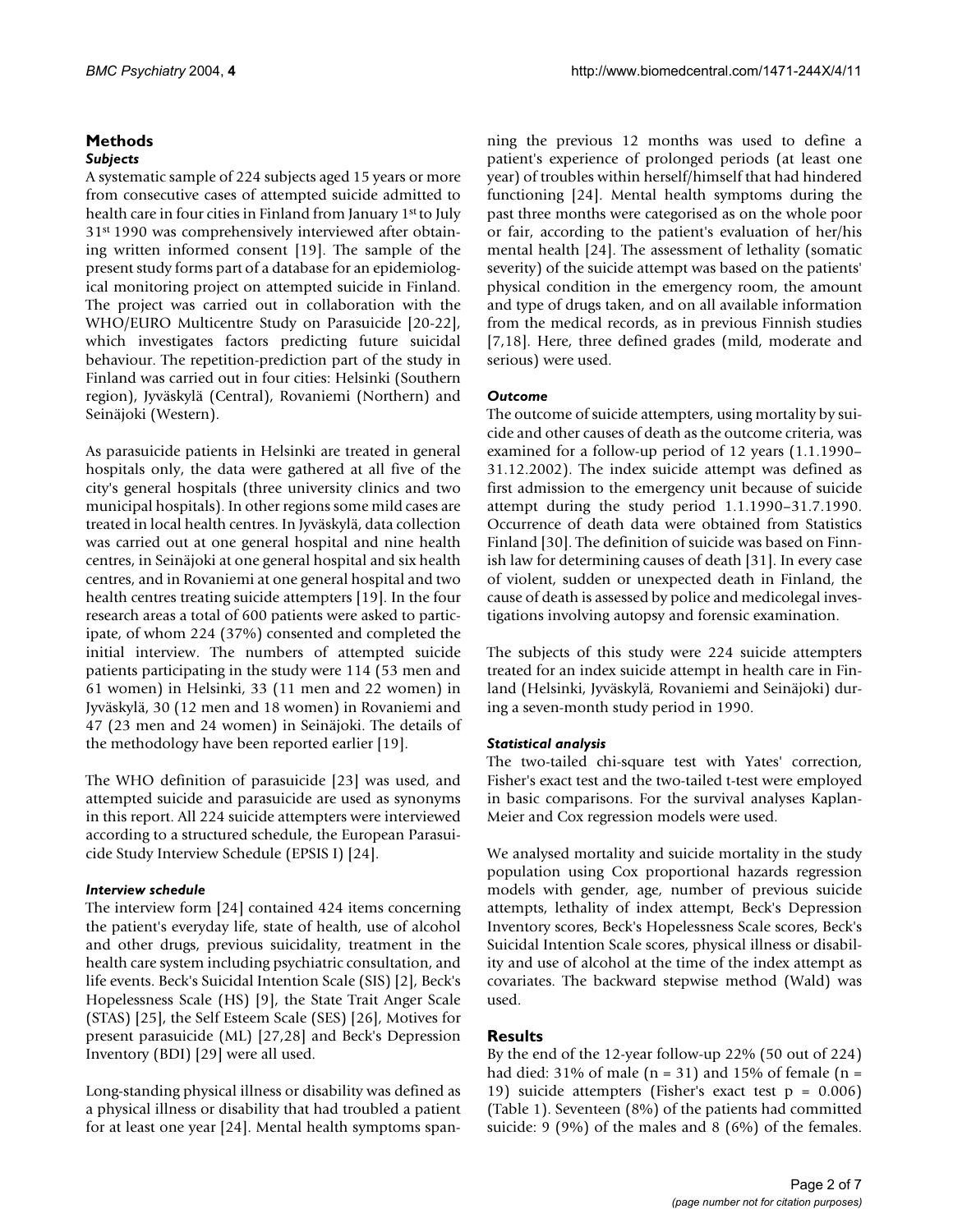## Methods

### *Subjects*

A systematic sample of 224 subjects aged 15 years or more from consecutive cases of attempted suicide admitted to health care in four cities in Finland from January 1st to July 31st 1990 was comprehensively interviewed after obtaining written informed consent [19]. The sample of the present study forms part of a database for an epidemiological monitoring project on attempted suicide in Finland. The project was carried out in collaboration with the WHO/EURO Multicentre Study on Parasuicide [20-22], which investigates factors predicting future suicidal behaviour. The repetition-prediction part of the study in Finland was carried out in four cities: Helsinki (Southern region), Jyväskylä (Central), Rovaniemi (Northern) and Seinäjoki (Western).

As parasuicide patients in Helsinki are treated in general hospitals only, the data were gathered at all five of the city's general hospitals (three university clinics and two municipal hospitals). In other regions some mild cases are treated in local health centres. In Jyväskylä, data collection was carried out at one general hospital and nine health centres, in Seinäjoki at one general hospital and six health centres, and in Rovaniemi at one general hospital and two health centres treating suicide attempters [19]. In the four research areas a total of 600 patients were asked to participate, of whom 224 (37%) consented and completed the initial interview. The numbers of attempted suicide patients participating in the study were 114 (53 men and 61 women) in Helsinki, 33 (11 men and 22 women) in Jyväskylä, 30 (12 men and 18 women) in Rovaniemi and 47 (23 men and 24 women) in Seinäjoki. The details of the methodology have been reported earlier [19].

The WHO definition of parasuicide [23] was used, and attempted suicide and parasuicide are used as synonyms in this report. All 224 suicide attempters were interviewed according to a structured schedule, the European Parasuicide Study Interview Schedule (EPSIS I) [24].

### *Interview schedule*

The interview form [24] contained 424 items concerning the patient's everyday life, state of health, use of alcohol and other drugs, previous suicidality, treatment in the health care system including psychiatric consultation, and life events. Beck's Suicidal Intention Scale (SIS) [2], Beck's Hopelessness Scale (HS) [9], the State Trait Anger Scale (STAS) [25], the Self Esteem Scale (SES) [26], Motives for present parasuicide (ML) [27,28] and Beck's Depression Inventory (BDI) [29] were all used.

Long-standing physical illness or disability was defined as a physical illness or disability that had troubled a patient for at least one year [24]. Mental health symptoms spanning the previous 12 months was used to define a patient's experience of prolonged periods (at least one year) of troubles within herself/himself that had hindered functioning [24]. Mental health symptoms during the past three months were categorised as on the whole poor or fair, according to the patient's evaluation of her/his mental health [24]. The assessment of lethality (somatic severity) of the suicide attempt was based on the patients' physical condition in the emergency room, the amount and type of drugs taken, and on all available information from the medical records, as in previous Finnish studies [7,18]. Here, three defined grades (mild, moderate and serious) were used.

### *Outcome*

The outcome of suicide attempters, using mortality by suicide and other causes of death as the outcome criteria, was examined for a follow-up period of 12 years (1.1.1990–31.12.2002). The index suicide attempt was defined as first admission to the emergency unit because of suicide attempt during the study period 1.1.1990–31.7.1990. Occurrence of death data were obtained from Statistics Finland [30]. The definition of suicide was based on Finnish law for determining causes of death [31]. In every case of violent, sudden or unexpected death in Finland, the cause of death is assessed by police and medicolegal investigations involving autopsy and forensic examination.

The subjects of this study were 224 suicide attempters treated for an index suicide attempt in health care in Finland (Helsinki, Jyväskylä, Rovaniemi and Seinäjoki) during a seven-month study period in 1990.

### *Statistical analysis*

The two-tailed chi-square test with Yates' correction, Fisher's exact test and the two-tailed t-test were employed in basic comparisons. For the survival analyses Kaplan-Meier and Cox regression models were used.

We analysed mortality and suicide mortality in the study population using Cox proportional hazards regression models with gender, age, number of previous suicide attempts, lethality of index attempt, Beck's Depression Inventory scores, Beck's Hopelessness Scale scores, Beck's Suicidal Intention Scale scores, physical illness or disability and use of alcohol at the time of the index attempt as covariates. The backward stepwise method (Wald) was used.

## Results

By the end of the 12-year follow-up 22% (50 out of 224) had died: 31% of male ($n = 31$) and 15% of female ($n = 19$) suicide attempters (Fisher's exact test $p = 0.006$) (Table 1). Seventeen (8%) of the patients had committed suicide: 9 (9%) of the males and 8 (6%) of the females.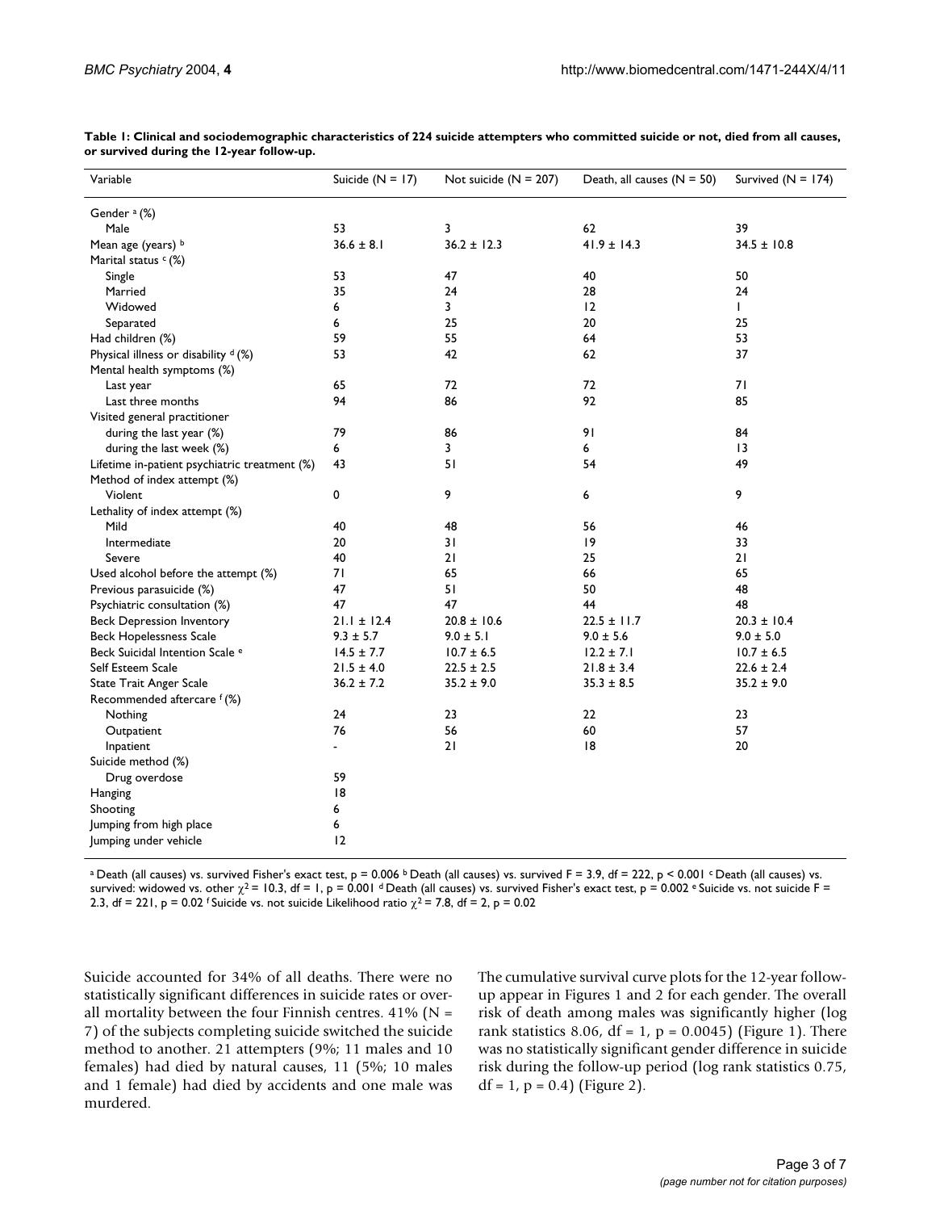**Table 1: Clinical and sociodemographic characteristics of 224 suicide attempters who committed suicide or not, died from all causes, or survived during the 12-year follow-up.**

| Variable | Suicide (N = 17) | Not suicide (N = 207) | Death, all causes (N = 50) | Survived (N = 174) |
|---|---|---|---|---|
| Gender [a] (%) | | | | |
| Male | 53 | 3 | 62 | 39 |
| Mean age (years) [b] | 36.6 ± 8.1 | 36.2 ± 12.3 | 41.9 ± 14.3 | 34.5 ± 10.8 |
| Marital status [c] (%) | | | | |
| Single | 53 | 47 | 40 | 50 |
| Married | 35 | 24 | 28 | 24 |
| Widowed | 6 | 3 | 12 | 1 |
| Separated | 6 | 25 | 20 | 25 |
| Had children (%) | 59 | 55 | 64 | 53 |
| Physical illness or disability [d] (%) | 53 | 42 | 62 | 37 |
| Mental health symptoms (%) | | | | |
| Last year | 65 | 72 | 72 | 71 |
| Last three months | 94 | 86 | 92 | 85 |
| Visited general practitioner | | | | |
| during the last year (%) | 79 | 86 | 91 | 84 |
| during the last week (%) | 6 | 3 | 6 | 13 |
| Lifetime in-patient psychiatric treatment (%) | 43 | 51 | 54 | 49 |
| Method of index attempt (%) | | | | |
| Violent | 0 | 9 | 6 | 9 |
| Lethality of index attempt (%) | | | | |
| Mild | 40 | 48 | 56 | 46 |
| Intermediate | 20 | 31 | 19 | 33 |
| Severe | 40 | 21 | 25 | 21 |
| Used alcohol before the attempt (%) | 71 | 65 | 66 | 65 |
| Previous parasuicide (%) | 47 | 51 | 50 | 48 |
| Psychiatric consultation (%) | 47 | 47 | 44 | 48 |
| Beck Depression Inventory | 21.1 ± 12.4 | 20.8 ± 10.6 | 22.5 ± 11.7 | 20.3 ± 10.4 |
| Beck Hopelessness Scale | 9.3 ± 5.7 | 9.0 ± 5.1 | 9.0 ± 5.6 | 9.0 ± 5.0 |
| Beck Suicidal Intention Scale [e] | 14.5 ± 7.7 | 10.7 ± 6.5 | 12.2 ± 7.1 | 10.7 ± 6.5 |
| Self Esteem Scale | 21.5 ± 4.0 | 22.5 ± 2.5 | 21.8 ± 3.4 | 22.6 ± 2.4 |
| State Trait Anger Scale | 36.2 ± 7.2 | 35.2 ± 9.0 | 35.3 ± 8.5 | 35.2 ± 9.0 |
| Recommended aftercare [f] (%) | | | | |
| Nothing | 24 | 23 | 22 | 23 |
| Outpatient | 76 | 56 | 60 | 57 |
| Inpatient | - | 21 | 18 | 20 |
| Suicide method (%) | | | | |
| Drug overdose | 59 | | | |
| Hanging | 18 | | | |
| Shooting | 6 | | | |
| Jumping from high place | 6 | | | |
| Jumping under vehicle | 12 | | | |

[a] Death (all causes) vs. survived Fisher's exact test, p = 0.006 [b] Death (all causes) vs. survived F = 3.9, df = 222, p < 0.001 [c] Death (all causes) vs. survived: widowed vs. other $\chi^2 = 10.3$, df = 1, p = 0.001 [d] Death (all causes) vs. survived Fisher's exact test, p = 0.002 [e] Suicide vs. not suicide F = 2.3, df = 221, p = 0.02 [f] Suicide vs. not suicide Likelihood ratio $\chi^2 = 7.8$, df = 2, p = 0.02

Suicide accounted for 34% of all deaths. There were no statistically significant differences in suicide rates or overall mortality between the four Finnish centres. 41% (N = 7) of the subjects completing suicide switched the suicide method to another. 21 attempters (9%; 11 males and 10 females) had died by natural causes, 11 (5%; 10 males and 1 female) had died by accidents and one male was murdered.

The cumulative survival curve plots for the 12-year follow-up appear in Figures 1 and 2 for each gender. The overall risk of death among males was significantly higher (log rank statistics 8.06, df = 1, p = 0.0045) (Figure 1). There was no statistically significant gender difference in suicide risk during the follow-up period (log rank statistics 0.75, df = 1, p = 0.4) (Figure 2).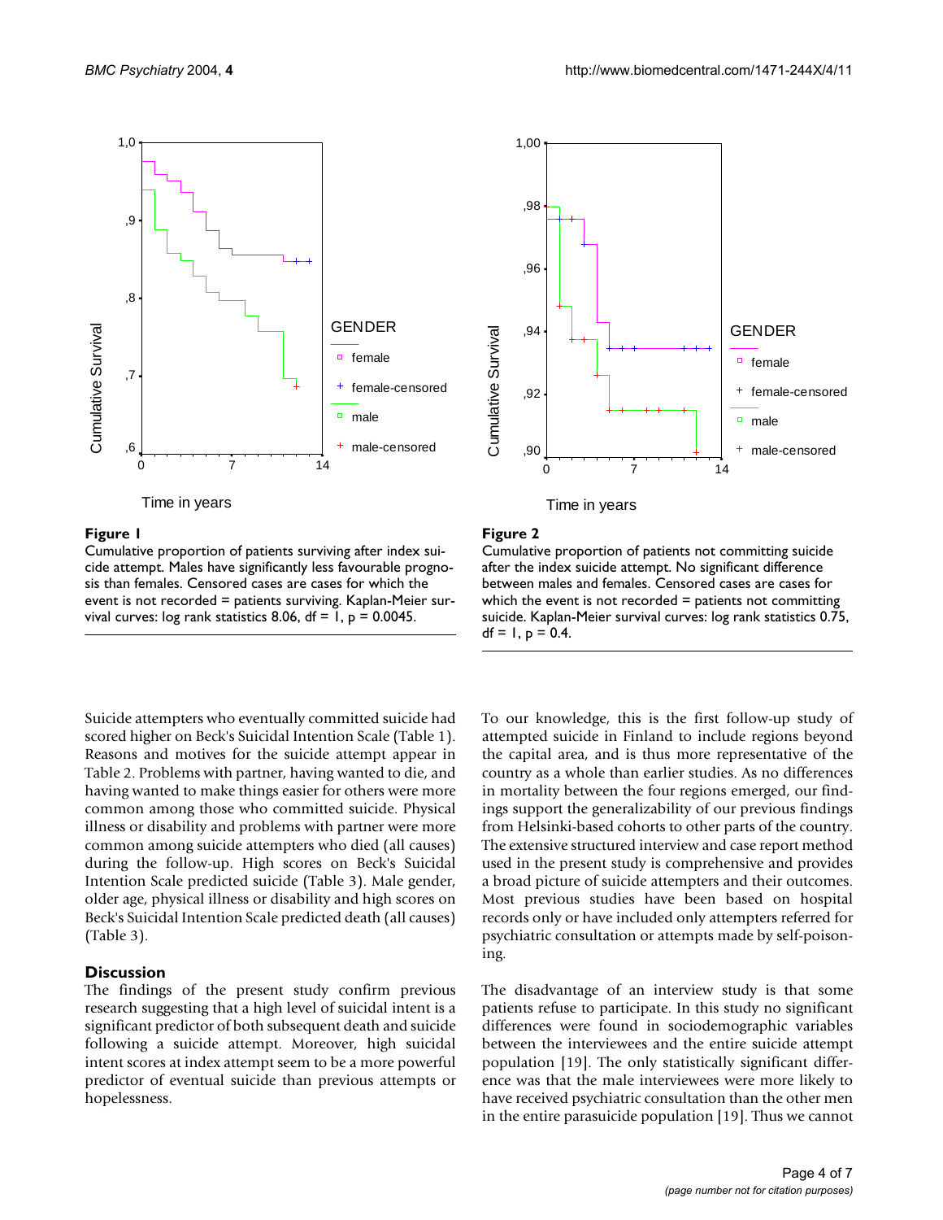**Figure 1**

Cumulative proportion of patients surviving after index suicide attempt. Males have significantly less favourable prognosis than females. Censored cases are cases for which the event is not recorded = patients surviving. Kaplan-Meier survival curves: log rank statistics 8.06, df = 1, p = 0.0045.

**Figure 2**

Cumulative proportion of patients not committing suicide after the index suicide attempt. No significant difference between males and females. Censored cases are cases for which the event is not recorded = patients not committing suicide. Kaplan-Meier survival curves: log rank statistics 0.75, df = 1, p = 0.4.

Suicide attempters who eventually committed suicide had scored higher on Beck's Suicidal Intention Scale (Table 1). Reasons and motives for the suicide attempt appear in Table 2. Problems with partner, having wanted to die, and having wanted to make things easier for others were more common among those who committed suicide. Physical illness or disability and problems with partner were more common among suicide attempters who died (all causes) during the follow-up. High scores on Beck's Suicidal Intention Scale predicted suicide (Table 3). Male gender, older age, physical illness or disability and high scores on Beck's Suicidal Intention Scale predicted death (all causes) (Table 3).

## Discussion

The findings of the present study confirm previous research suggesting that a high level of suicidal intent is a significant predictor of both subsequent death and suicide following a suicide attempt. Moreover, high suicidal intent scores at index attempt seem to be a more powerful predictor of eventual suicide than previous attempts or hopelessness.

To our knowledge, this is the first follow-up study of attempted suicide in Finland to include regions beyond the capital area, and is thus more representative of the country as a whole than earlier studies. As no differences in mortality between the four regions emerged, our findings support the generalizability of our previous findings from Helsinki-based cohorts to other parts of the country. The extensive structured interview and case report method used in the present study is comprehensive and provides a broad picture of suicide attempters and their outcomes. Most previous studies have been based on hospital records only or have included only attempters referred for psychiatric consultation or attempts made by self-poisoning.

The disadvantage of an interview study is that some patients refuse to participate. In this study no significant differences were found in sociodemographic variables between the interviewees and the entire suicide attempt population [19]. The only statistically significant difference was that the male interviewees were more likely to have received psychiatric consultation than the other men in the entire parasuicide population [19]. Thus we cannot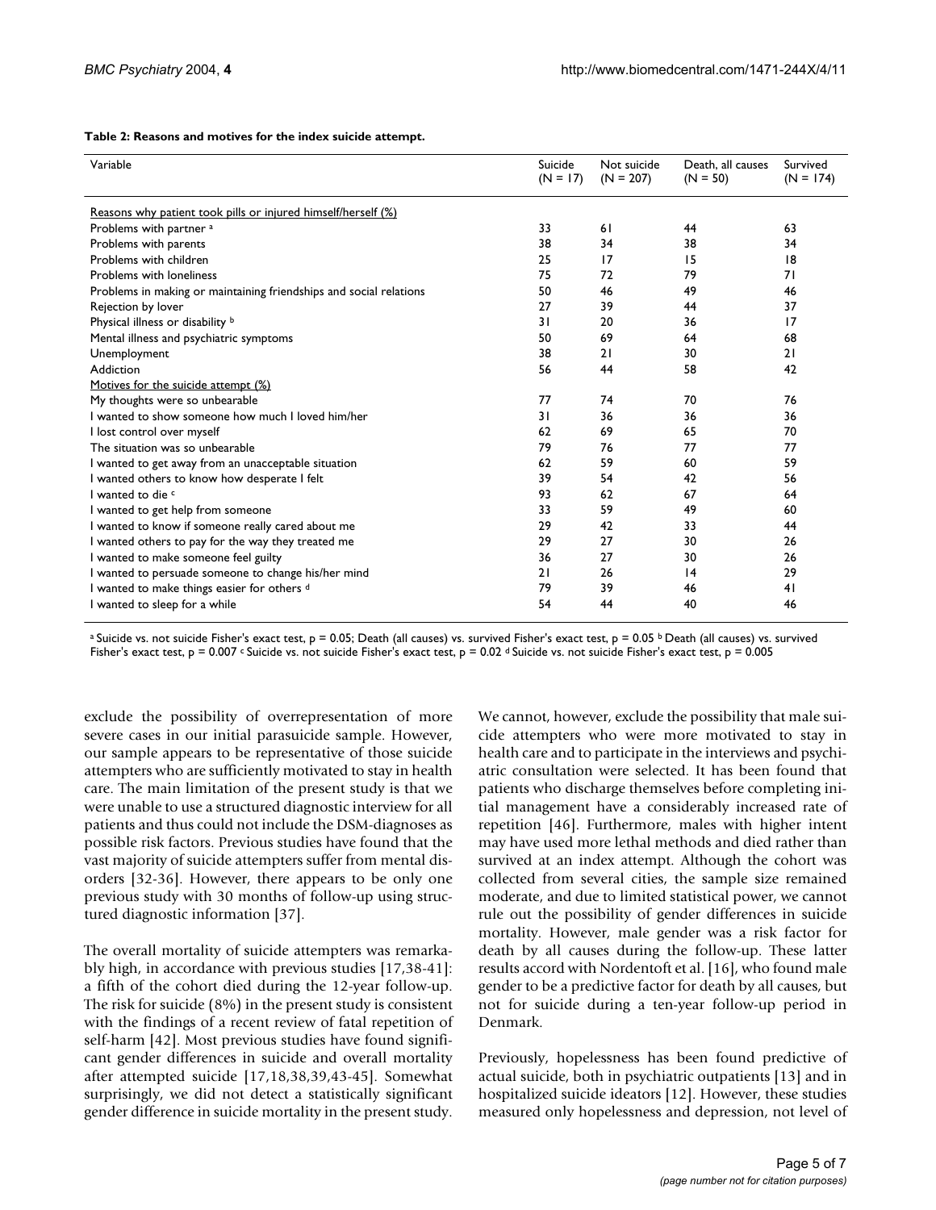**Table 2: Reasons and motives for the index suicide attempt.**

| Variable | Suicide (N = 17) | Not suicide (N = 207) | Death, all causes (N = 50) | Survived (N = 174) |
|---|---|---|---|---|
| Reasons why patient took pills or injured himself/herself (%) | | | | |
| Problems with partner [a] | 33 | 61 | 44 | 63 |
| Problems with parents | 38 | 34 | 38 | 34 |
| Problems with children | 25 | 17 | 15 | 18 |
| Problems with loneliness | 75 | 72 | 79 | 71 |
| Problems in making or maintaining friendships and social relations | 50 | 46 | 49 | 46 |
| Rejection by lover | 27 | 39 | 44 | 37 |
| Physical illness or disability [b] | 31 | 20 | 36 | 17 |
| Mental illness and psychiatric symptoms | 50 | 69 | 64 | 68 |
| Unemployment | 38 | 21 | 30 | 21 |
| Addiction | 56 | 44 | 58 | 42 |
| Motives for the suicide attempt (%) | | | | |
| My thoughts were so unbearable | 77 | 74 | 70 | 76 |
| I wanted to show someone how much I loved him/her | 31 | 36 | 36 | 36 |
| I lost control over myself | 62 | 69 | 65 | 70 |
| The situation was so unbearable | 79 | 76 | 77 | 77 |
| I wanted to get away from an unacceptable situation | 62 | 59 | 60 | 59 |
| I wanted others to know how desperate I felt | 39 | 54 | 42 | 56 |
| I wanted to die [c] | 93 | 62 | 67 | 64 |
| I wanted to get help from someone | 33 | 59 | 49 | 60 |
| I wanted to know if someone really cared about me | 29 | 42 | 33 | 44 |
| I wanted others to pay for the way they treated me | 29 | 27 | 30 | 26 |
| I wanted to make someone feel guilty | 36 | 27 | 30 | 26 |
| I wanted to persuade someone to change his/her mind | 21 | 26 | 14 | 29 |
| I wanted to make things easier for others [d] | 79 | 39 | 46 | 41 |
| I wanted to sleep for a while | 54 | 44 | 40 | 46 |

[a] Suicide vs. not suicide Fisher's exact test, $p = 0.05$; Death (all causes) vs. survived Fisher's exact test, $p = 0.05$ [b] Death (all causes) vs. survived Fisher's exact test, $p = 0.007$ [c] Suicide vs. not suicide Fisher's exact test, $p = 0.02$ [d] Suicide vs. not suicide Fisher's exact test, $p = 0.005$

exclude the possibility of overrepresentation of more severe cases in our initial parasuicide sample. However, our sample appears to be representative of those suicide attempters who are sufficiently motivated to stay in health care. The main limitation of the present study is that we were unable to use a structured diagnostic interview for all patients and thus could not include the DSM-diagnoses as possible risk factors. Previous studies have found that the vast majority of suicide attempters suffer from mental disorders [32-36]. However, there appears to be only one previous study with 30 months of follow-up using structured diagnostic information [37].

The overall mortality of suicide attempters was remarkably high, in accordance with previous studies [17,38-41]: a fifth of the cohort died during the 12-year follow-up. The risk for suicide (8%) in the present study is consistent with the findings of a recent review of fatal repetition of self-harm [42]. Most previous studies have found significant gender differences in suicide and overall mortality after attempted suicide [17,18,38,39,43-45]. Somewhat surprisingly, we did not detect a statistically significant gender difference in suicide mortality in the present study. We cannot, however, exclude the possibility that male suicide attempters who were more motivated to stay in health care and to participate in the interviews and psychiatric consultation were selected. It has been found that patients who discharge themselves before completing initial management have a considerably increased rate of repetition [46]. Furthermore, males with higher intent may have used more lethal methods and died rather than survived at an index attempt. Although the cohort was collected from several cities, the sample size remained moderate, and due to limited statistical power, we cannot rule out the possibility of gender differences in suicide mortality. However, male gender was a risk factor for death by all causes during the follow-up. These latter results accord with Nordentoft et al. [16], who found male gender to be a predictive factor for death by all causes, but not for suicide during a ten-year follow-up period in Denmark.

Previously, hopelessness has been found predictive of actual suicide, both in psychiatric outpatients [13] and in hospitalized suicide ideators [12]. However, these studies measured only hopelessness and depression, not level of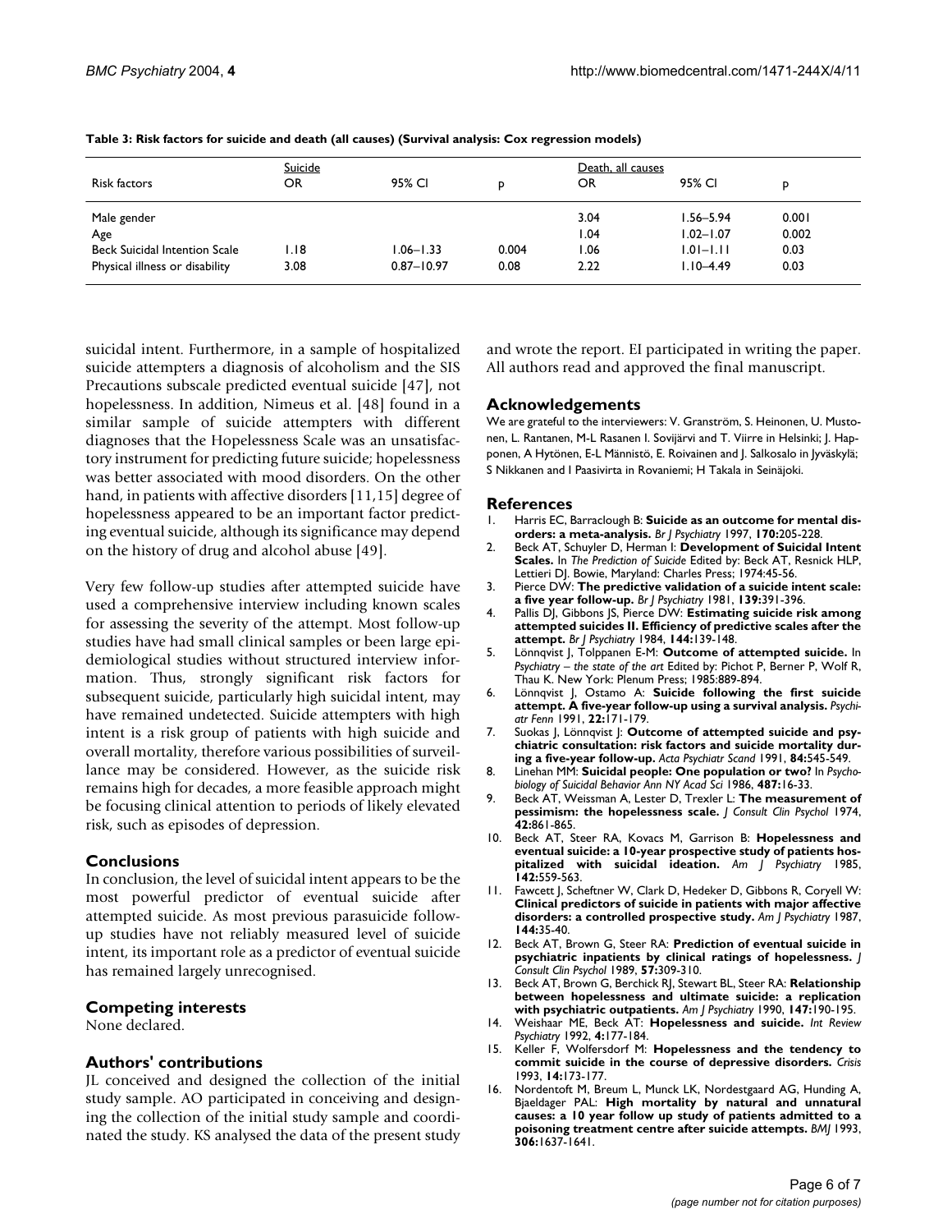**Table 3: Risk factors for suicide and death (all causes) (Survival analysis: Cox regression models)**

| | Suicide | | | Death, all causes | | |
|---|---|---|---|---|---|---|
| Risk factors | OR | 95% CI | p | OR | 95% CI | p |
| Male gender | | | | 3.04 | 1.56–5.94 | 0.001 |
| Age | | | | 1.04 | 1.02–1.07 | 0.002 |
| Beck Suicidal Intention Scale | 1.18 | 1.06–1.33 | 0.004 | 1.06 | 1.01–1.11 | 0.03 |
| Physical illness or disability | 3.08 | 0.87–10.97 | 0.08 | 2.22 | 1.10–4.49 | 0.03 |

suicidal intent. Furthermore, in a sample of hospitalized suicide attempters a diagnosis of alcoholism and the SIS Precautions subscale predicted eventual suicide [47], not hopelessness. In addition, Nimeus et al. [48] found in a similar sample of suicide attempters with different diagnoses that the Hopelessness Scale was an unsatisfactory instrument for predicting future suicide; hopelessness was better associated with mood disorders. On the other hand, in patients with affective disorders [11,15] degree of hopelessness appeared to be an important factor predicting eventual suicide, although its significance may depend on the history of drug and alcohol abuse [49].

Very few follow-up studies after attempted suicide have used a comprehensive interview including known scales for assessing the severity of the attempt. Most follow-up studies have had small clinical samples or been large epidemiological studies without structured interview information. Thus, strongly significant risk factors for subsequent suicide, particularly high suicidal intent, may have remained undetected. Suicide attempters with high intent is a risk group of patients with high suicide and overall mortality, therefore various possibilities of surveillance may be considered. However, as the suicide risk remains high for decades, a more feasible approach might be focusing clinical attention to periods of likely elevated risk, such as episodes of depression.

## Conclusions

In conclusion, the level of suicidal intent appears to be the most powerful predictor of eventual suicide after attempted suicide. As most previous parasuicide follow-up studies have not reliably measured level of suicide intent, its important role as a predictor of eventual suicide has remained largely unrecognised.

## Competing interests

None declared.

## Authors' contributions

JL conceived and designed the collection of the initial study sample. AO participated in conceiving and designing the collection of the initial study sample and coordinated the study. KS analysed the data of the present study and wrote the report. EI participated in writing the paper. All authors read and approved the final manuscript.

## Acknowledgements

We are grateful to the interviewers: V. Granström, S. Heinonen, U. Mustonen, L. Rantanen, M-L Rasanen I. Sovijärvi and T. Viirre in Helsinki; J. Happonen, A Hytönen, E-L Männistö, E. Roivainen and J. Salkosalo in Jyväskylä; S Nikkanen and I Paasivirta in Rovaniemi; H Takala in Seinäjoki.

## References

1. Harris EC, Barraclough B: **Suicide as an outcome for mental disorders: a meta-analysis.** *Br J Psychiatry* 1997, **170:**205-228.
2. Beck AT, Schuyler D, Herman I: **Development of Suicidal Intent Scales.** In *The Prediction of Suicide* Edited by: Beck AT, Resnick HLP, Lettieri DJ. Bowie, Maryland: Charles Press; 1974:45-56.
3. Pierce DW: **The predictive validation of a suicide intent scale: a five year follow-up.** *Br J Psychiatry* 1981, **139:**391-396.
4. Pallis DJ, Gibbons JS, Pierce DW: **Estimating suicide risk among attempted suicides II. Efficiency of predictive scales after the attempt.** *Br J Psychiatry* 1984, **144:**139-148.
5. Lönnqvist J, Tolppanen E-M: **Outcome of attempted suicide.** In *Psychiatry – the state of the art* Edited by: Pichot P, Berner P, Wolf R, Thau K. New York: Plenum Press; 1985:889-894.
6. Lönnqvist J, Ostamo A: **Suicide following the first suicide attempt. A five-year follow-up using a survival analysis.** *Psychiatr Fenn* 1991, **22:**171-179.
7. Suokas J, Lönnqvist J: **Outcome of attempted suicide and psychiatric consultation: risk factors and suicide mortality during a five-year follow-up.** *Acta Psychiatr Scand* 1991, **84:**545-549.
8. Linehan MM: **Suicidal people: One population or two?** In *Psychobiology of Suicidal Behavior Ann NY Acad Sci* 1986, **487:**16-33.
9. Beck AT, Weissman A, Lester D, Trexler L: **The measurement of pessimism: the hopelessness scale.** *J Consult Clin Psychol* 1974, **42:**861-865.
10. Beck AT, Steer RA, Kovacs M, Garrison B: **Hopelessness and eventual suicide: a 10-year prospective study of patients hospitalized with suicidal ideation.** *Am J Psychiatry* 1985, **142:**559-563.
11. Fawcett J, Scheftner W, Clark D, Hedeker D, Gibbons R, Coryell W: **Clinical predictors of suicide in patients with major affective disorders: a controlled prospective study.** *Am J Psychiatry* 1987, **144:**35-40.
12. Beck AT, Brown G, Steer RA: **Prediction of eventual suicide in psychiatric inpatients by clinical ratings of hopelessness.** *J Consult Clin Psychol* 1989, **57:**309-310.
13. Beck AT, Brown G, Berchick RJ, Stewart BL, Steer RA: **Relationship between hopelessness and ultimate suicide: a replication with psychiatric outpatients.** *Am J Psychiatry* 1990, **147:**190-195.
14. Weishaar ME, Beck AT: **Hopelessness and suicide.** *Int Review Psychiatry* 1992, **4:**177-184.
15. Keller F, Wolfersdorf M: **Hopelessness and the tendency to commit suicide in the course of depressive disorders.** *Crisis* 1993, **14:**173-177.
16. Nordentoft M, Breum L, Munck LK, Nordestgaard AG, Hunding A, Bjaeldager PAL: **High mortality by natural and unnatural causes: a 10 year follow up study of patients admitted to a poisoning treatment centre after suicide attempts.** *BMJ* 1993, **306:**1637-1641.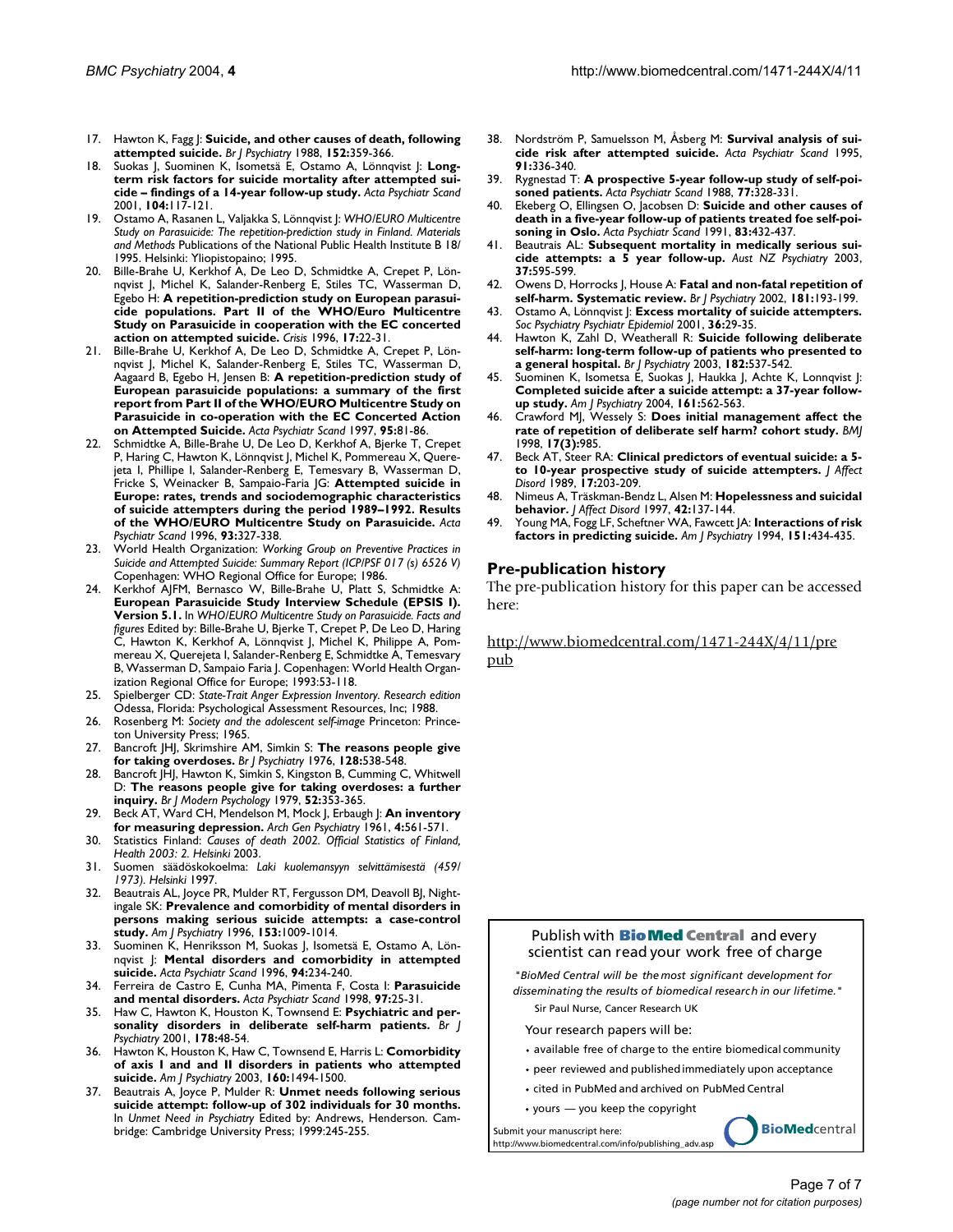17. Hawton K, Fagg J: **Suicide, and other causes of death, following attempted suicide.** *Br J Psychiatry* 1988, **152:**359-366.
18. Suokas J, Suominen K, Isometsä E, Ostamo A, Lönnqvist J: **Long-term risk factors for suicide mortality after attempted suicide – findings of a 14-year follow-up study.** *Acta Psychiatr Scand* 2001, **104:**117-121.
19. Ostamo A, Rasanen L, Valjakka S, Lönnqvist J: *WHO/EURO Multicentre Study on Parasuicide: The repetition-prediction study in Finland. Materials and Methods* Publications of the National Public Health Institute B 18/1995. Helsinki: Yliopistopaino; 1995.
20. Bille-Brahe U, Kerkhof A, De Leo D, Schmidtke A, Crepet P, Lönnqvist J, Michel K, Salander-Renberg E, Stiles TC, Wasserman D, Egebo H: **A repetition-prediction study on European parasuicide populations. Part II of the WHO/Euro Multicentre Study on Parasuicide in cooperation with the EC concerted action on attempted suicide.** *Crisis* 1996, **17:**22-31.
21. Bille-Brahe U, Kerkhof A, De Leo D, Schmidtke A, Crepet P, Lönnqvist J, Michel K, Salander-Renberg E, Stiles TC, Wasserman D, Aagaard B, Egebo H, Jensen B: **A repetition-prediction study of European parasuicide populations: a summary of the first report from Part II of the WHO/EURO Multicentre Study on Parasuicide in co-operation with the EC Concerted Action on Attempted Suicide.** *Acta Psychiatr Scand* 1997, **95:**81-86.
22. Schmidtke A, Bille-Brahe U, De Leo D, Kerkhof A, Bjerke T, Crepet P, Haring C, Hawton K, Lönnqvist J, Michel K, Pommereau X, Querejeta I, Phillipe I, Salander-Renberg E, Temesvary B, Wasserman D, Fricke S, Weinacker B, Sampaio-Faria JG: **Attempted suicide in Europe: rates, trends and sociodemographic characteristics of suicide attempters during the period 1989–1992. Results of the WHO/EURO Multicentre Study on Parasuicide.** *Acta Psychiatr Scand* 1996, **93:**327-338.
23. World Health Organization: *Working Group on Preventive Practices in Suicide and Attempted Suicide: Summary Report (ICP/PSF 017 (s) 6526 V)* Copenhagen: WHO Regional Office for Europe; 1986.
24. Kerkhof AJFM, Bernasco W, Bille-Brahe U, Platt S, Schmidtke A: **European Parasuicide Study Interview Schedule (EPSIS I). Version 5.1.** In *WHO/EURO Multicentre Study on Parasuicide. Facts and figures* Edited by: Bille-Brahe U, Bjerke T, Crepet P, De Leo D, Haring C, Hawton K, Kerkhof A, Lönnqvist J, Michel K, Philippe A, Pommereau X, Querejeta I, Salander-Renberg E, Schmidtke A, Temesvary B, Wasserman D, Sampaio Faria J. Copenhagen: World Health Organization Regional Office for Europe; 1993:53-118.
25. Spielberger CD: *State-Trait Anger Expression Inventory. Research edition* Odessa, Florida: Psychological Assessment Resources, Inc; 1988.
26. Rosenberg M: *Society and the adolescent self-image* Princeton: Princeton University Press; 1965.
27. Bancroft JHJ, Skrimshire AM, Simkin S: **The reasons people give for taking overdoses.** *Br J Psychiatry* 1976, **128:**538-548.
28. Bancroft JHJ, Hawton K, Simkin S, Kingston B, Cumming C, Whitwell D: **The reasons people give for taking overdoses: a further inquiry.** *Br J Modern Psychology* 1979, **52:**353-365.
29. Beck AT, Ward CH, Mendelson M, Mock J, Erbaugh J: **An inventory for measuring depression.** *Arch Gen Psychiatry* 1961, **4:**561-571.
30. Statistics Finland: *Causes of death 2002. Official Statistics of Finland, Health 2003: 2. Helsinki* 2003.
31. Suomen säädöskokoelma: *Laki kuolemansyyn selvittämisestä (459/1973). Helsinki* 1997.
32. Beautrais AL, Joyce PR, Mulder RT, Fergusson DM, Deavoll BJ, Nightingale SK: **Prevalence and comorbidity of mental disorders in persons making serious suicide attempts: a case-control study.** *Am J Psychiatry* 1996, **153:**1009-1014.
33. Suominen K, Henriksson M, Suokas J, Isometsä E, Ostamo A, Lönnqvist J: **Mental disorders and comorbidity in attempted suicide.** *Acta Psychiatr Scand* 1996, **94:**234-240.
34. Ferreira de Castro E, Cunha MA, Pimenta F, Costa I: **Parasuicide and mental disorders.** *Acta Psychiatr Scand* 1998, **97:**25-31.
35. Haw C, Hawton K, Houston K, Townsend E: **Psychiatric and personality disorders in deliberate self-harm patients.** *Br J Psychiatry* 2001, **178:**48-54.
36. Hawton K, Houston K, Haw C, Townsend E, Harris L: **Comorbidity of axis I and axis II disorders in patients who attempted suicide.** *Am J Psychiatry* 2003, **160:**1494-1500.
37. Beautrais A, Joyce P, Mulder R: **Unmet needs following serious suicide attempt: follow-up of 302 individuals for 30 months.** In *Unmet Need in Psychiatry* Edited by: Andrews, Henderson. Cambridge: Cambridge University Press; 1999:245-255.
38. Nordström P, Samuelsson M, Åsberg M: **Survival analysis of suicide risk after attempted suicide.** *Acta Psychiatr Scand* 1995, **91:**336-340.
39. Rygnestad T: **A prospective 5-year follow-up study of self-poisoned patients.** *Acta Psychiatr Scand* 1988, **77:**328-331.
40. Ekeberg O, Ellingsen O, Jacobsen D: **Suicide and other causes of death in a five-year follow-up of patients treated foe self-poisoning in Oslo.** *Acta Psychiatr Scand* 1991, **83:**432-437.
41. Beautrais AL: **Subsequent mortality in medically serious suicide attempts: a 5 year follow-up.** *Aust NZ Psychiatry* 2003, **37:**595-599.
42. Owens D, Horrocks J, House A: **Fatal and non-fatal repetition of self-harm. Systematic review.** *Br J Psychiatry* 2002, **181:**193-199.
43. Ostamo A, Lönnqvist J: **Excess mortality of suicide attempters.** *Soc Psychiatry Psychiatr Epidemiol* 2001, **36:**29-35.
44. Hawton K, Zahl D, Weatherall R: **Suicide following deliberate self-harm: long-term follow-up of patients who presented to a general hospital.** *Br J Psychiatry* 2003, **182:**537-542.
45. Suominen K, Isometsa E, Suokas J, Haukka J, Achte K, Lonnqvist J: **Completed suicide after a suicide attempt: a 37-year follow-up study.** *Am J Psychiatry* 2004, **161:**562-563.
46. Crawford MJ, Wessely S: **Does initial management affect the rate of repetition of deliberate self harm? cohort study.** *BMJ* 1998, **17(3):**985.
47. Beck AT, Steer RA: **Clinical predictors of eventual suicide: a 5- to 10-year prospective study of suicide attempters.** *J Affect Disord* 1989, **17:**203-209.
48. Nimeus A, Träskman-Bendz L, Alsen M: **Hopelessness and suicidal behavior.** *J Affect Disord* 1997, **42:**137-144.
49. Young MA, Fogg LF, Scheftner WA, Fawcett JA: **Interactions of risk factors in predicting suicide.** *Am J Psychiatry* 1994, **151:**434-435.

## Pre-publication history

The pre-publication history for this paper can be accessed here:

http://www.biomedcentral.com/1471-244X/4/11/prepub

Publish with **BioMed Central** and every scientist can read your work free of charge

*"BioMed Central will be the most significant development for disseminating the results of biomedical research in our lifetime."*

Sir Paul Nurse, Cancer Research UK

Your research papers will be:

- available free of charge to the entire biomedical community
- peer reviewed and published immediately upon acceptance
- cited in PubMed and archived on PubMed Central
- yours — you keep the copyright

Submit your manuscript here:
http://www.biomedcentral.com/info/publishing_adv.asp

BioMedcentral